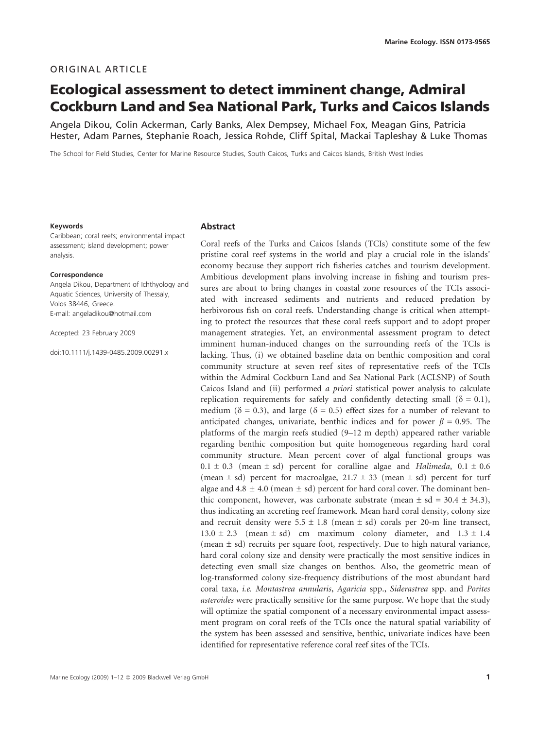ORIGINAL ARTICLE

# Ecological assessment to detect imminent change, Admiral Cockburn Land and Sea National Park, Turks and Caicos Islands

Angela Dikou, Colin Ackerman, Carly Banks, Alex Dempsey, Michael Fox, Meagan Gins, Patricia Hester, Adam Parnes, Stephanie Roach, Jessica Rohde, Cliff Spital, Mackai Tapleshay & Luke Thomas

The School for Field Studies, Center for Marine Resource Studies, South Caicos, Turks and Caicos Islands, British West Indies

**Keywords**

Caribbean; coral reefs; environmental impact assessment; island development; power analysis.

**Correspondence**

Angela Dikou, Department of Ichthyology and Aquatic Sciences, University of Thessaly, Volos 38446, Greece.
E-mail: angeladikou@hotmail.com

Accepted: 23 February 2009

doi:10.1111/j.1439-0485.2009.00291.x

## Abstract

Coral reefs of the Turks and Caicos Islands (TCIs) constitute some of the few pristine coral reef systems in the world and play a crucial role in the islands' economy because they support rich fisheries catches and tourism development. Ambitious development plans involving increase in fishing and tourism pressures are about to bring changes in coastal zone resources of the TCIs associated with increased sediments and nutrients and reduced predation by herbivorous fish on coral reefs. Understanding change is critical when attempting to protect the resources that these coral reefs support and to adopt proper management strategies. Yet, an environmental assessment program to detect imminent human-induced changes on the surrounding reefs of the TCIs is lacking. Thus, (i) we obtained baseline data on benthic composition and coral community structure at seven reef sites of representative reefs of the TCIs within the Admiral Cockburn Land and Sea National Park (ACLSNP) of South Caicos Island and (ii) performed *a priori* statistical power analysis to calculate replication requirements for safely and confidently detecting small ($\delta = 0.1$), medium ($\delta = 0.3$), and large ($\delta = 0.5$) effect sizes for a number of relevant to anticipated changes, univariate, benthic indices and for power $\beta = 0.95$. The platforms of the margin reefs studied (9–12 m depth) appeared rather variable regarding benthic composition but quite homogeneous regarding hard coral community structure. Mean percent cover of algal functional groups was $0.1 \pm 0.3$ (mean ± sd) percent for coralline algae and *Halimeda*, $0.1 \pm 0.6$ (mean ± sd) percent for macroalgae, $21.7 \pm 33$ (mean ± sd) percent for turf algae and $4.8 \pm 4.0$ (mean ± sd) percent for hard coral cover. The dominant benthic component, however, was carbonate substrate (mean ± sd = $30.4 \pm 34.3$), thus indicating an accreting reef framework. Mean hard coral density, colony size and recruit density were $5.5 \pm 1.8$ (mean ± sd) corals per 20-m line transect, $13.0 \pm 2.3$ (mean ± sd) cm maximum colony diameter, and $1.3 \pm 1.4$ (mean ± sd) recruits per square foot, respectively. Due to high natural variance, hard coral colony size and density were practically the most sensitive indices in detecting even small size changes on benthos. Also, the geometric mean of log-transformed colony size-frequency distributions of the most abundant hard coral taxa, *i.e. Montastrea annularis*, *Agaricia* spp., *Siderastrea* spp. and *Porites asteroides* were practically sensitive for the same purpose. We hope that the study will optimize the spatial component of a necessary environmental impact assessment program on coral reefs of the TCIs once the natural spatial variability of the system has been assessed and sensitive, benthic, univariate indices have been identified for representative reference coral reef sites of the TCIs.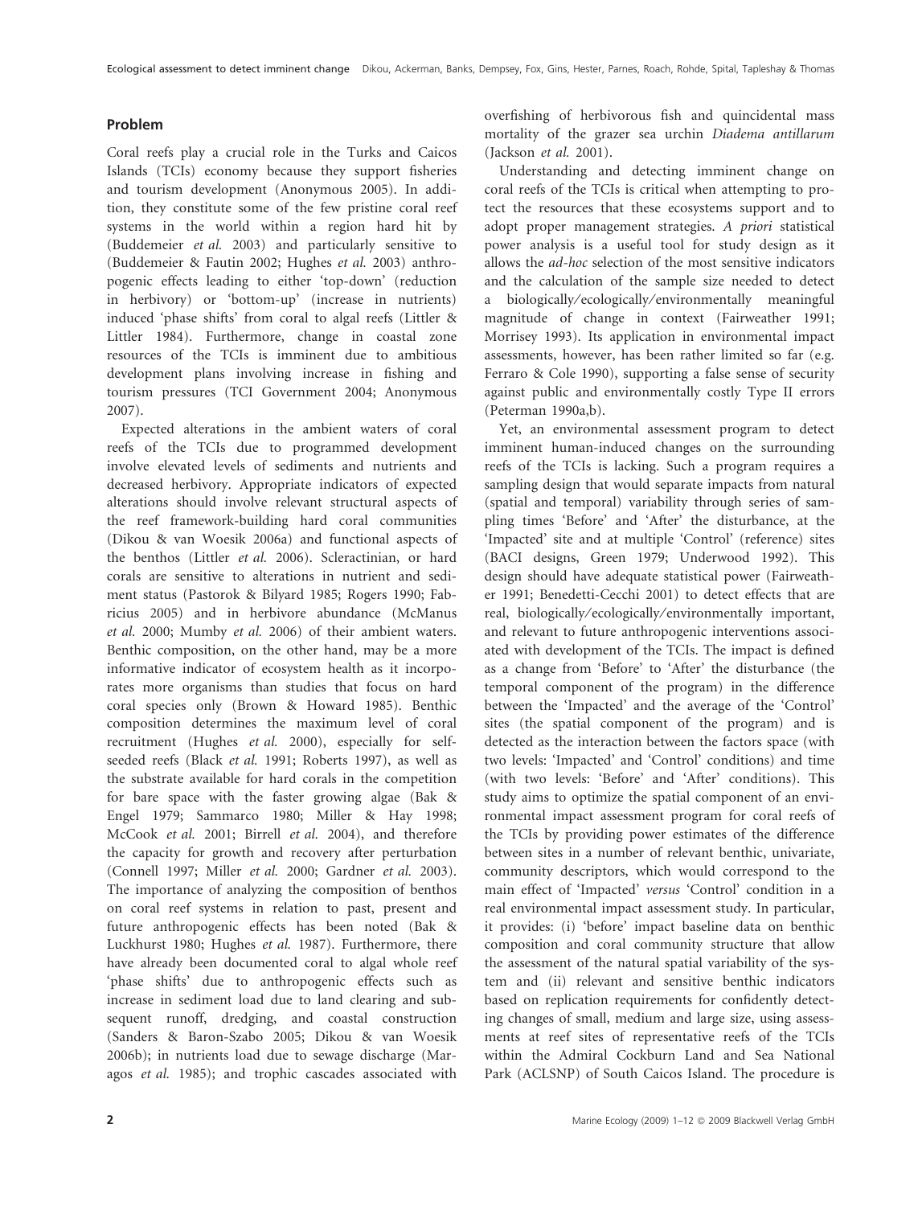## Problem

Coral reefs play a crucial role in the Turks and Caicos Islands (TCIs) economy because they support fisheries and tourism development (Anonymous 2005). In addition, they constitute some of the few pristine coral reef systems in the world within a region hard hit by (Buddemeier *et al.* 2003) and particularly sensitive to (Buddemeier & Fautin 2002; Hughes *et al.* 2003) anthropogenic effects leading to either 'top-down' (reduction in herbivory) or 'bottom-up' (increase in nutrients) induced 'phase shifts' from coral to algal reefs (Littler & Littler 1984). Furthermore, change in coastal zone resources of the TCIs is imminent due to ambitious development plans involving increase in fishing and tourism pressures (TCI Government 2004; Anonymous 2007).

Expected alterations in the ambient waters of coral reefs of the TCIs due to programmed development involve elevated levels of sediments and nutrients and decreased herbivory. Appropriate indicators of expected alterations should involve relevant structural aspects of the reef framework-building hard coral communities (Dikou & van Woesik 2006a) and functional aspects of the benthos (Littler *et al.* 2006). Scleractinian, or hard corals are sensitive to alterations in nutrient and sediment status (Pastorok & Bilyard 1985; Rogers 1990; Fabricius 2005) and in herbivore abundance (McManus *et al.* 2000; Mumby *et al.* 2006) of their ambient waters. Benthic composition, on the other hand, may be a more informative indicator of ecosystem health as it incorporates more organisms than studies that focus on hard coral species only (Brown & Howard 1985). Benthic composition determines the maximum level of coral recruitment (Hughes *et al.* 2000), especially for self-seeded reefs (Black *et al.* 1991; Roberts 1997), as well as the substrate available for hard corals in the competition for bare space with the faster growing algae (Bak & Engel 1979; Sammarco 1980; Miller & Hay 1998; McCook *et al.* 2001; Birrell *et al.* 2004), and therefore the capacity for growth and recovery after perturbation (Connell 1997; Miller *et al.* 2000; Gardner *et al.* 2003). The importance of analyzing the composition of benthos on coral reef systems in relation to past, present and future anthropogenic effects has been noted (Bak & Luckhurst 1980; Hughes *et al.* 1987). Furthermore, there have already been documented coral to algal whole reef 'phase shifts' due to anthropogenic effects such as increase in sediment load due to land clearing and subsequent runoff, dredging, and coastal construction (Sanders & Baron-Szabo 2005; Dikou & van Woesik 2006b); in nutrients load due to sewage discharge (Maragos *et al.* 1985); and trophic cascades associated with overfishing of herbivorous fish and quincidental mass mortality of the grazer sea urchin *Diadema antillarum* (Jackson *et al.* 2001).

Understanding and detecting imminent change on coral reefs of the TCIs is critical when attempting to protect the resources that these ecosystems support and to adopt proper management strategies. *A priori* statistical power analysis is a useful tool for study design as it allows the *ad-hoc* selection of the most sensitive indicators and the calculation of the sample size needed to detect a biologically/ecologically/environmentally meaningful magnitude of change in context (Fairweather 1991; Morrisey 1993). Its application in environmental impact assessments, however, has been rather limited so far (e.g. Ferraro & Cole 1990), supporting a false sense of security against public and environmentally costly Type II errors (Peterman 1990a,b).

Yet, an environmental assessment program to detect imminent human-induced changes on the surrounding reefs of the TCIs is lacking. Such a program requires a sampling design that would separate impacts from natural (spatial and temporal) variability through series of sampling times 'Before' and 'After' the disturbance, at the 'Impacted' site and at multiple 'Control' (reference) sites (BACI designs, Green 1979; Underwood 1992). This design should have adequate statistical power (Fairweather 1991; Benedetti-Cecchi 2001) to detect effects that are real, biologically/ecologically/environmentally important, and relevant to future anthropogenic interventions associated with development of the TCIs. The impact is defined as a change from 'Before' to 'After' the disturbance (the temporal component of the program) in the difference between the 'Impacted' and the average of the 'Control' sites (the spatial component of the program) and is detected as the interaction between the factors space (with two levels: 'Impacted' and 'Control' conditions) and time (with two levels: 'Before' and 'After' conditions). This study aims to optimize the spatial component of an environmental impact assessment program for coral reefs of the TCIs by providing power estimates of the difference between sites in a number of relevant benthic, univariate, community descriptors, which would correspond to the main effect of 'Impacted' *versus* 'Control' condition in a real environmental impact assessment study. In particular, it provides: (i) 'before' impact baseline data on benthic composition and coral community structure that allow the assessment of the natural spatial variability of the system and (ii) relevant and sensitive benthic indicators based on replication requirements for confidently detecting changes of small, medium and large size, using assessments at reef sites of representative reefs of the TCIs within the Admiral Cockburn Land and Sea National Park (ACLSNP) of South Caicos Island. The procedure is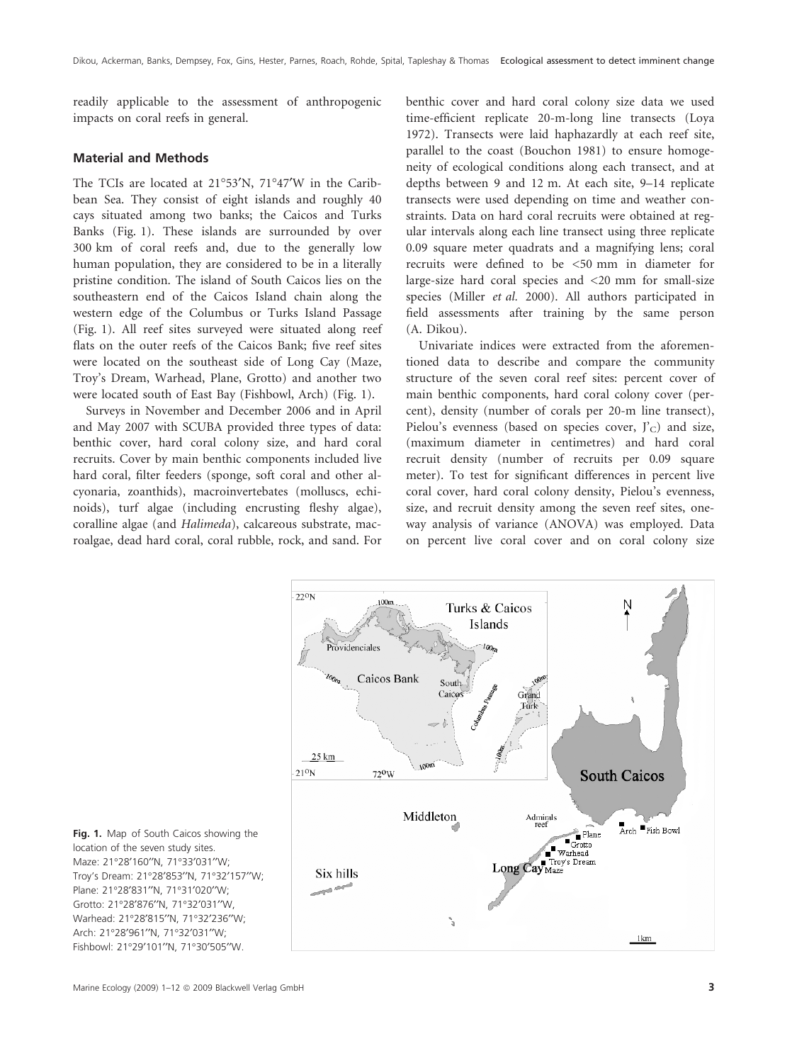readily applicable to the assessment of anthropogenic impacts on coral reefs in general.

## Material and Methods

The TCIs are located at 21°53′N, 71°47′W in the Caribbean Sea. They consist of eight islands and roughly 40 cays situated among two banks; the Caicos and Turks Banks (Fig. 1). These islands are surrounded by over 300 km of coral reefs and, due to the generally low human population, they are considered to be in a literally pristine condition. The island of South Caicos lies on the southeastern end of the Caicos Island chain along the western edge of the Columbus or Turks Island Passage (Fig. 1). All reef sites surveyed were situated along reef flats on the outer reefs of the Caicos Bank; five reef sites were located on the southeast side of Long Cay (Maze, Troy's Dream, Warhead, Plane, Grotto) and another two were located south of East Bay (Fishbowl, Arch) (Fig. 1).

Surveys in November and December 2006 and in April and May 2007 with SCUBA provided three types of data: benthic cover, hard coral colony size, and hard coral recruits. Cover by main benthic components included live hard coral, filter feeders (sponge, soft coral and other alcyonaria, zoanthids), macroinvertebates (molluscs, echinoids), turf algae (including encrusting fleshy algae), coralline algae (and *Halimeda*), calcareous substrate, macroalgae, dead hard coral, coral rubble, rock, and sand. For benthic cover and hard coral colony size data we used time-efficient replicate 20-m-long line transects (Loya 1972). Transects were laid haphazardly at each reef site, parallel to the coast (Bouchon 1981) to ensure homogeneity of ecological conditions along each transect, and at depths between 9 and 12 m. At each site, 9–14 replicate transects were used depending on time and weather constraints. Data on hard coral recruits were obtained at regular intervals along each line transect using three replicate 0.09 square meter quadrats and a magnifying lens; coral recruits were defined to be <50 mm in diameter for large-size hard coral species and <20 mm for small-size species (Miller *et al.* 2000). All authors participated in field assessments after training by the same person (A. Dikou).

Univariate indices were extracted from the aforementioned data to describe and compare the community structure of the seven coral reef sites: percent cover of main benthic components, hard coral colony cover (percent), density (number of corals per 20-m line transect), Pielou's evenness (based on species cover, $J'_C$) and size, (maximum diameter in centimetres) and hard coral recruit density (number of recruits per 0.09 square meter). To test for significant differences in percent live coral cover, hard coral colony density, Pielou's evenness, size, and recruit density among the seven reef sites, one-way analysis of variance (ANOVA) was employed. Data on percent live coral cover and on coral colony size

**Fig. 1.** Map of South Caicos showing the location of the seven study sites. Maze: 21°28′160″N, 71°33′031″W; Troy's Dream: 21°28′853″N, 71°32′157″W; Plane: 21°28′831″N, 71°31′020″W; Grotto: 21°28′876″N, 71°32′031″W, Warhead: 21°28′815″N, 71°32′236″W; Arch: 21°28′961″N, 71°32′031″W; Fishbowl: 21°29′101″N, 71°30′505″W.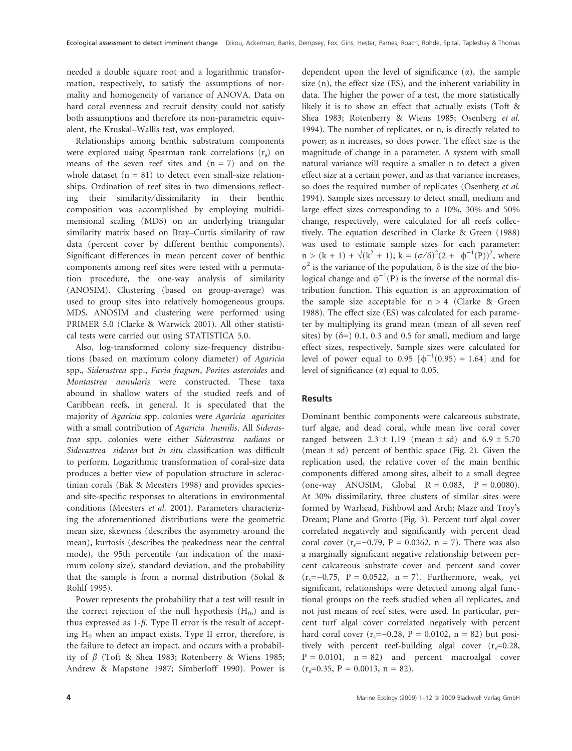needed a double square root and a logarithmic transformation, respectively, to satisfy the assumptions of normality and homogeneity of variance of ANOVA. Data on hard coral evenness and recruit density could not satisfy both assumptions and therefore its non-parametric equivalent, the Kruskal–Wallis test, was employed.

Relationships among benthic substratum components were explored using Spearman rank correlations ($r_s$) on means of the seven reef sites and (n = 7) and on the whole dataset (n = 81) to detect even small-size relationships. Ordination of reef sites in two dimensions reflecting their similarity/dissimilarity in their benthic composition was accomplished by employing multidimensional scaling (MDS) on an underlying triangular similarity matrix based on Bray–Curtis similarity of raw data (percent cover by different benthic components). Significant differences in mean percent cover of benthic components among reef sites were tested with a permutation procedure, the one-way analysis of similarity (ANOSIM). Clustering (based on group-average) was used to group sites into relatively homogeneous groups. MDS, ANOSIM and clustering were performed using PRIMER 5.0 (Clarke & Warwick 2001). All other statistical tests were carried out using STATISTICA 5.0.

Also, log-transformed colony size-frequency distributions (based on maximum colony diameter) of *Agaricia* spp., *Siderastrea* spp., *Favia fragum*, *Porites asteroides* and *Montastrea annularis* were constructed. These taxa abound in shallow waters of the studied reefs and of Caribbean reefs, in general. It is speculated that the majority of *Agaricia* spp. colonies were *Agaricia agaricites* with a small contribution of *Agaricia humilis*. All *Siderastrea* spp. colonies were either *Siderastrea radians* or *Siderastrea siderea* but *in situ* classification was difficult to perform. Logarithmic transformation of coral-size data produces a better view of population structure in scleractinian corals (Bak & Meesters 1998) and provides species- and site-specific responses to alterations in environmental conditions (Meesters *et al.* 2001). Parameters characterizing the aforementioned distributions were the geometric mean size, skewness (describes the asymmetry around the mean), kurtosis (describes the peakedness near the central mode), the 95th percentile (an indication of the maximum colony size), standard deviation, and the probability that the sample is from a normal distribution (Sokal & Rohlf 1995).

Power represents the probability that a test will result in the correct rejection of the null hypothesis ($H_0$,) and is thus expressed as 1-$\beta$. Type II error is the result of accepting $H_0$ when an impact exists. Type II error, therefore, is the failure to detect an impact, and occurs with a probability of $\beta$ (Toft & Shea 1983; Rotenberry & Wiens 1985; Andrew & Mapstone 1987; Simberloff 1990). Power is dependent upon the level of significance ($\alpha$), the sample size (n), the effect size (ES), and the inherent variability in data. The higher the power of a test, the more statistically likely it is to show an effect that actually exists (Toft & Shea 1983; Rotenberry & Wiens 1985; Osenberg *et al.* 1994). The number of replicates, or n, is directly related to power; as n increases, so does power. The effect size is the magnitude of change in a parameter. A system with small natural variance will require a smaller n to detect a given effect size at a certain power, and as that variance increases, so does the required number of replicates (Osenberg *et al.* 1994). Sample sizes necessary to detect small, medium and large effect sizes corresponding to a 10%, 30% and 50% change, respectively, were calculated for all reefs collectively. The equation described in Clarke & Green (1988) was used to estimate sample sizes for each parameter: $n > (k + 1) + \sqrt{(k^2 + 1)}$; $k = (\sigma/\delta)^2(2 + \phi^{-1}(P))^2$, where $\sigma^2$ is the variance of the population, $\delta$ is the size of the biological change and $\phi^{-1}(P)$ is the inverse of the normal distribution function. This equation is an approximation of the sample size acceptable for n > 4 (Clarke & Green 1988). The effect size (ES) was calculated for each parameter by multiplying its grand mean (mean of all seven reef sites) by ($\delta$=) 0.1, 0.3 and 0.5 for small, medium and large effect sizes, respectively. Sample sizes were calculated for level of power equal to 0.95 [$\phi^{-1}(0.95) = 1.64$] and for level of significance ($\alpha$) equal to 0.05.

## Results

Dominant benthic components were calcareous substrate, turf algae, and dead coral, while mean live coral cover ranged between 2.3 ± 1.19 (mean ± sd) and 6.9 ± 5.70 (mean ± sd) percent of benthic space (Fig. 2). Given the replication used, the relative cover of the main benthic components differed among sites, albeit to a small degree (one-way ANOSIM, Global R = 0.083, P = 0.0080). At 30% dissimilarity, three clusters of similar sites were formed by Warhead, Fishbowl and Arch; Maze and Troy's Dream; Plane and Grotto (Fig. 3). Percent turf algal cover correlated negatively and significantly with percent dead coral cover ($r_s$=−0.79, P = 0.0362, n = 7). There was also a marginally significant negative relationship between percent calcareous substrate cover and percent sand cover ($r_s$=−0.75, P = 0.0522, n = 7). Furthermore, weak, yet significant, relationships were detected among algal functional groups on the reefs studied when all replicates, and not just means of reef sites, were used. In particular, percent turf algal cover correlated negatively with percent hard coral cover ($r_s$=−0.28, P = 0.0102, n = 82) but positively with percent reef-building algal cover ($r_s$=0.28, P = 0.0101, n = 82) and percent macroalgal cover ($r_s$=0.35, P = 0.0013, n = 82).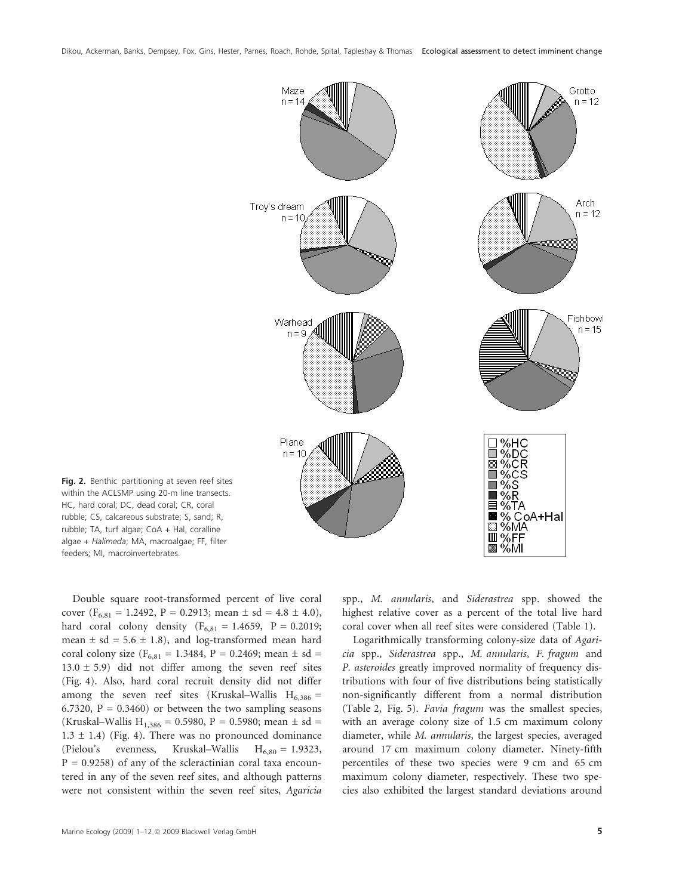**Fig. 2.** Benthic partitioning at seven reef sites within the ACLSMP using 20-m line transects. HC, hard coral; DC, dead coral; CR, coral rubble; CS, calcareous substrate; S, sand; R, rubble; TA, turf algae; CoA + Hal, coralline algae + *Halimeda*; MA, macroalgae; FF, filter feeders; MI, macroinvertebrates.

Double square root-transformed percent of live coral cover ($F_{6,81} = 1.2492$, $P = 0.2913$; mean $\pm$ sd $= 4.8 \pm 4.0$), hard coral colony density ($F_{6,81} = 1.4659$, $P = 0.2019$; mean $\pm$ sd $= 5.6 \pm 1.8$), and log-transformed mean hard coral colony size ($F_{6,81} = 1.3484$, $P = 0.2469$; mean $\pm$ sd $= 13.0 \pm 5.9$) did not differ among the seven reef sites (Fig. 4). Also, hard coral recruit density did not differ among the seven reef sites (Kruskal–Wallis $H_{6,386} = 6.7320$, $P = 0.3460$) or between the two sampling seasons (Kruskal–Wallis $H_{1,386} = 0.5980$, $P = 0.5980$; mean $\pm$ sd $= 1.3 \pm 1.4$) (Fig. 4). There was no pronounced dominance (Pielou's evenness, Kruskal–Wallis $H_{6,80} = 1.9323$, $P = 0.9258$) of any of the scleractinian coral taxa encountered in any of the seven reef sites, and although patterns were not consistent within the seven reef sites, *Agaricia* spp., *M. annularis*, and *Siderastrea* spp. showed the highest relative cover as a percent of the total live hard coral cover when all reef sites were considered (Table 1).

Logarithmically transforming colony-size data of *Agaricia* spp., *Siderastrea* spp., *M. annularis*, *F. fragum* and *P. asteroides* greatly improved normality of frequency distributions with four of five distributions being statistically non-significantly different from a normal distribution (Table 2, Fig. 5). *Favia fragum* was the smallest species, with an average colony size of 1.5 cm maximum colony diameter, while *M. annularis*, the largest species, averaged around 17 cm maximum colony diameter. Ninety-fifth percentiles of these two species were 9 cm and 65 cm maximum colony diameter, respectively. These two species also exhibited the largest standard deviations around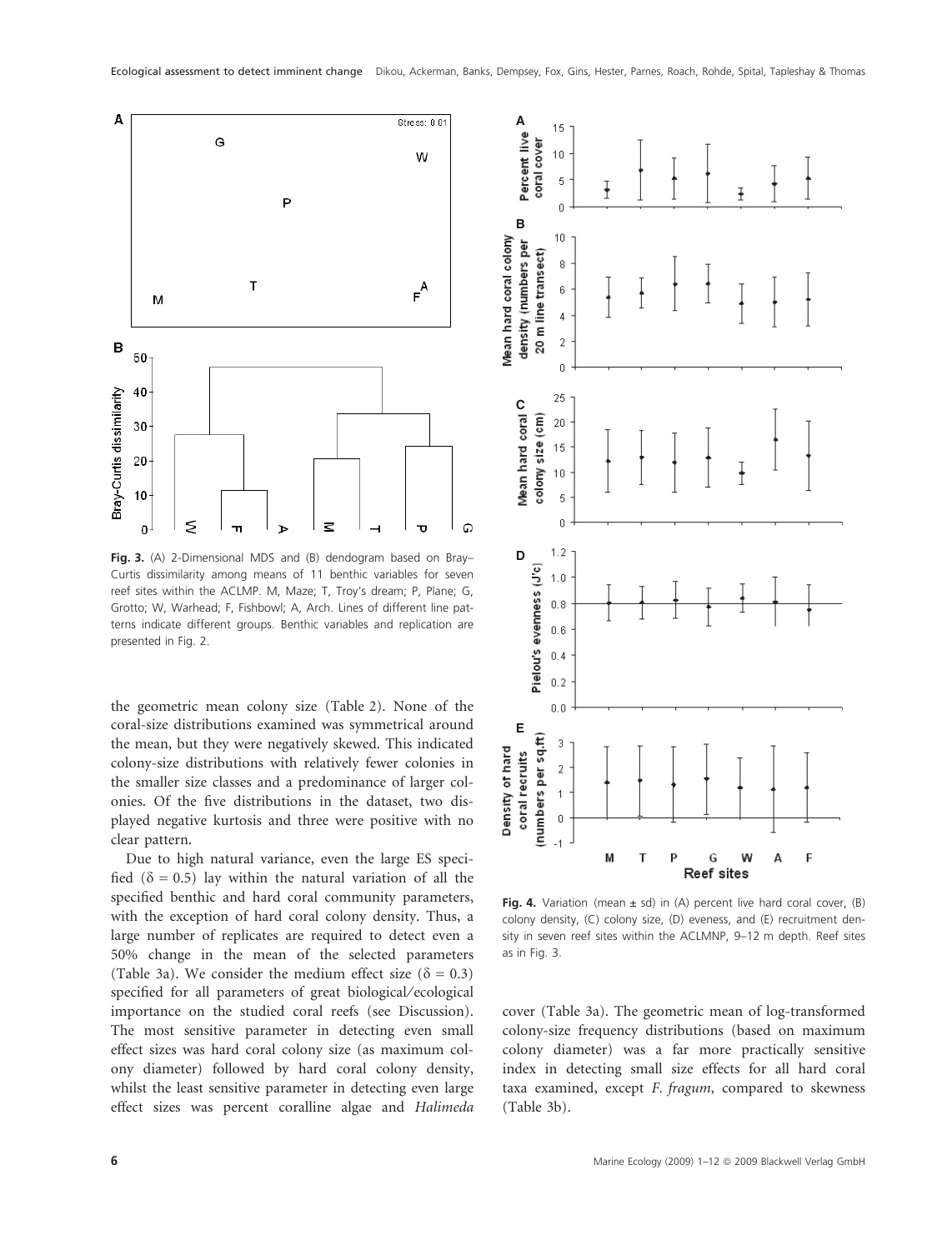**Fig. 3.** (A) 2-Dimensional MDS and (B) dendogram based on Bray–Curtis dissimilarity among means of 11 benthic variables for seven reef sites within the ACLMP. M, Maze; T, Troy's dream; P, Plane; G, Grotto; W, Warhead; F, Fishbowl; A, Arch. Lines of different line patterns indicate different groups. Benthic variables and replication are presented in Fig. 2.

the geometric mean colony size (Table 2). None of the coral-size distributions examined was symmetrical around the mean, but they were negatively skewed. This indicated colony-size distributions with relatively fewer colonies in the smaller size classes and a predominance of larger colonies. Of the five distributions in the dataset, two displayed negative kurtosis and three were positive with no clear pattern.

Due to high natural variance, even the large ES specified ($\delta = 0.5$) lay within the natural variation of all the specified benthic and hard coral community parameters, with the exception of hard coral colony density. Thus, a large number of replicates are required to detect even a 50% change in the mean of the selected parameters (Table 3a). We consider the medium effect size ($\delta = 0.3$) specified for all parameters of great biological/ecological importance on the studied coral reefs (see Discussion). The most sensitive parameter in detecting even small effect sizes was hard coral colony size (as maximum colony diameter) followed by hard coral colony density, whilst the least sensitive parameter in detecting even large effect sizes was percent coralline algae and *Halimeda* cover (Table 3a). The geometric mean of log-transformed colony-size frequency distributions (based on maximum colony diameter) was a far more practically sensitive index in detecting small size effects for all hard coral taxa examined, except *F. fragum*, compared to skewness (Table 3b).

**Fig. 4.** Variation (mean ± sd) in (A) percent live hard coral cover, (B) colony density, (C) colony size, (D) eveness, and (E) recruitment density in seven reef sites within the ACLMNP, 9–12 m depth. Reef sites as in Fig. 3.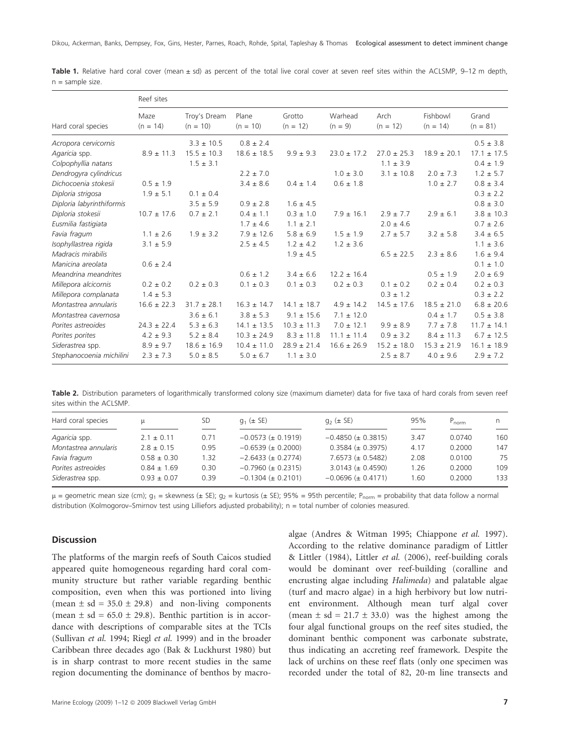**Table 1.** Relative hard coral cover (mean ± sd) as percent of the total live coral cover at seven reef sites within the ACLSMP, 9–12 m depth, n = sample size.

| Hard coral species | Reef sites | | | | | | | |
|---|---|---|---|---|---|---|---|---|
| | Maze (n = 14) | Troy's Dream (n = 10) | Plane (n = 10) | Grotto (n = 12) | Warhead (n = 9) | Arch (n = 12) | Fishbowl (n = 14) | Grand (n = 81) |
| *Acropora cervicornis* | | 3.3 ± 10.5 | 0.8 ± 2.4 | | | | | 0.5 ± 3.8 |
| *Agaricia* spp. | 8.9 ± 11.3 | 15.5 ± 10.3 | 18.6 ± 18.5 | 9.9 ± 9.3 | 23.0 ± 17.2 | 27.0 ± 25.3 | 18.9 ± 20.1 | 17.1 ± 17.5 |
| *Colpophyllia natans* | | 1.5 ± 3.1 | | | | 1.1 ± 3.9 | | 0.4 ± 1.9 |
| *Dendrogyra cylindricus* | | | 2.2 ± 7.0 | | 1.0 ± 3.0 | 3.1 ± 10.8 | 2.0 ± 7.3 | 1.2 ± 5.7 |
| *Dichocoenia stokesii* | 0.5 ± 1.9 | | 3.4 ± 8.6 | 0.4 ± 1.4 | 0.6 ± 1.8 | | 1.0 ± 2.7 | 0.8 ± 3.4 |
| *Diploria strigosa* | 1.9 ± 5.1 | 0.1 ± 0.4 | | | | | | 0.3 ± 2.2 |
| *Diploria labyrinthiformis* | | 3.5 ± 5.9 | 0.9 ± 2.8 | 1.6 ± 4.5 | | | | 0.8 ± 3.0 |
| *Diploria stokesii* | 10.7 ± 17.6 | 0.7 ± 2.1 | 0.4 ± 1.1 | 0.3 ± 1.0 | 7.9 ± 16.1 | 2.9 ± 7.7 | 2.9 ± 6.1 | 3.8 ± 10.3 |
| *Eusmilia fastigiata* | | | 1.7 ± 4.6 | 1.1 ± 2.1 | | 2.0 ± 4.6 | | 0.7 ± 2.6 |
| *Favia fragum* | 1.1 ± 2.6 | 1.9 ± 3.2 | 7.9 ± 12.6 | 5.8 ± 6.9 | 1.5 ± 1.9 | 2.7 ± 5.7 | 3.2 ± 5.8 | 3.4 ± 6.5 |
| *Isophyllastrea rigida* | 3.1 ± 5.9 | | 2.5 ± 4.5 | 1.2 ± 4.2 | 1.2 ± 3.6 | | | 1.1 ± 3.6 |
| *Madracis mirabilis* | | | | 1.9 ± 4.5 | | 6.5 ± 22.5 | 2.3 ± 8.6 | 1.6 ± 9.4 |
| *Manicina areolata* | 0.6 ± 2.4 | | | | | | | 0.1 ± 1.0 |
| *Meandrina meandrites* | | | 0.6 ± 1.2 | 3.4 ± 6.6 | 12.2 ± 16.4 | | 0.5 ± 1.9 | 2.0 ± 6.9 |
| *Millepora alcicornis* | 0.2 ± 0.2 | 0.2 ± 0.3 | 0.1 ± 0.3 | 0.1 ± 0.3 | 0.2 ± 0.3 | 0.1 ± 0.2 | 0.2 ± 0.4 | 0.2 ± 0.3 |
| *Millepora complanata* | 1.4 ± 5.3 | | | | | 0.3 ± 1.2 | | 0.3 ± 2.2 |
| *Montastrea annularis* | 16.6 ± 22.3 | 31.7 ± 28.1 | 16.3 ± 14.7 | 14.1 ± 18.7 | 4.9 ± 14.2 | 14.5 ± 17.6 | 18.5 ± 21.0 | 6.8 ± 20.6 |
| *Montastrea cavernosa* | | 3.6 ± 6.1 | 3.8 ± 5.3 | 9.1 ± 15.6 | 7.1 ± 12.0 | | 0.4 ± 1.7 | 0.5 ± 3.8 |
| *Porites astreoides* | 24.3 ± 22.4 | 5.3 ± 6.3 | 14.1 ± 13.5 | 10.3 ± 11.3 | 7.0 ± 12.1 | 9.9 ± 8.9 | 7.7 ± 7.8 | 11.7 ± 14.1 |
| *Porites porites* | 4.2 ± 9.3 | 5.2 ± 8.4 | 10.3 ± 24.9 | 8.3 ± 11.8 | 11.1 ± 11.4 | 0.9 ± 3.2 | 8.4 ± 11.3 | 6.7 ± 12.5 |
| *Siderastrea* spp. | 8.9 ± 9.7 | 18.6 ± 16.9 | 10.4 ± 11.0 | 28.9 ± 21.4 | 16.6 ± 26.9 | 15.2 ± 18.0 | 15.3 ± 21.9 | 16.1 ± 18.9 |
| *Stephanocoenia michilini* | 2.3 ± 7.3 | 5.0 ± 8.5 | 5.0 ± 6.7 | 1.1 ± 3.0 | | 2.5 ± 8.7 | 4.0 ± 9.6 | 2.9 ± 7.2 |

**Table 2.** Distribution parameters of logarithmically transformed colony size (maximum diameter) data for five taxa of hard corals from seven reef sites within the ACLSMP.

| Hard coral species | μ | SD | $g_1$ (± SE) | $g_2$ (± SE) | 95% | $P_{norm}$ | n |
|---|---|---|---|---|---|---|---|
| *Agaricia* spp. | 2.1 ± 0.11 | 0.71 | −0.0573 (± 0.1919) | −0.4850 (± 0.3815) | 3.47 | 0.0740 | 160 |
| *Montastrea annularis* | 2.8 ± 0.15 | 0.95 | −0.6539 (± 0.2000) | 0.3584 (± 0.3975) | 4.17 | 0.2000 | 147 |
| *Favia fragum* | 0.58 ± 0.30 | 1.32 | −2.6433 (± 0.2774) | 7.6573 (± 0.5482) | 2.08 | 0.0100 | 75 |
| *Porites astreoides* | 0.84 ± 1.69 | 0.30 | −0.7960 (± 0.2315) | 3.0143 (± 0.4590) | 1.26 | 0.2000 | 109 |
| *Siderastrea* spp. | 0.93 ± 0.07 | 0.39 | −0.1304 (± 0.2101) | −0.0696 (± 0.4171) | 1.60 | 0.2000 | 133 |

μ = geometric mean size (cm); $g_1$ = skewness (± SE); $g_2$ = kurtosis (± SE); 95% = 95th percentile; $P_{norm}$ = probability that data follow a normal distribution (Kolmogorov–Smirnov test using Lilliefors adjusted probability); n = total number of colonies measured.

## Discussion

The platforms of the margin reefs of South Caicos studied appeared quite homogeneous regarding hard coral community structure but rather variable regarding benthic composition, even when this was portioned into living (mean ± sd = 35.0 ± 29.8) and non-living components (mean ± sd = 65.0 ± 29.8). Benthic partition is in accordance with descriptions of comparable sites at the TCIs (Sullivan *et al.* 1994; Riegl *et al.* 1999) and in the broader Caribbean three decades ago (Bak & Luckhurst 1980) but is in sharp contrast to more recent studies in the same region documenting the dominance of benthos by macroalgae (Andres & Witman 1995; Chiappone *et al.* 1997). According to the relative dominance paradigm of Littler & Littler (1984), Littler *et al.* (2006), reef-building corals would be dominant over reef-building (coralline and encrusting algae including *Halimeda*) and palatable algae (turf and macro algae) in a high herbivory but low nutrient environment. Although mean turf algal cover (mean ± sd = 21.7 ± 33.0) was the highest among the four algal functional groups on the reef sites studied, the dominant benthic component was carbonate substrate, thus indicating an accreting reef framework. Despite the lack of urchins on these reef flats (only one specimen was recorded under the total of 82, 20-m line transects and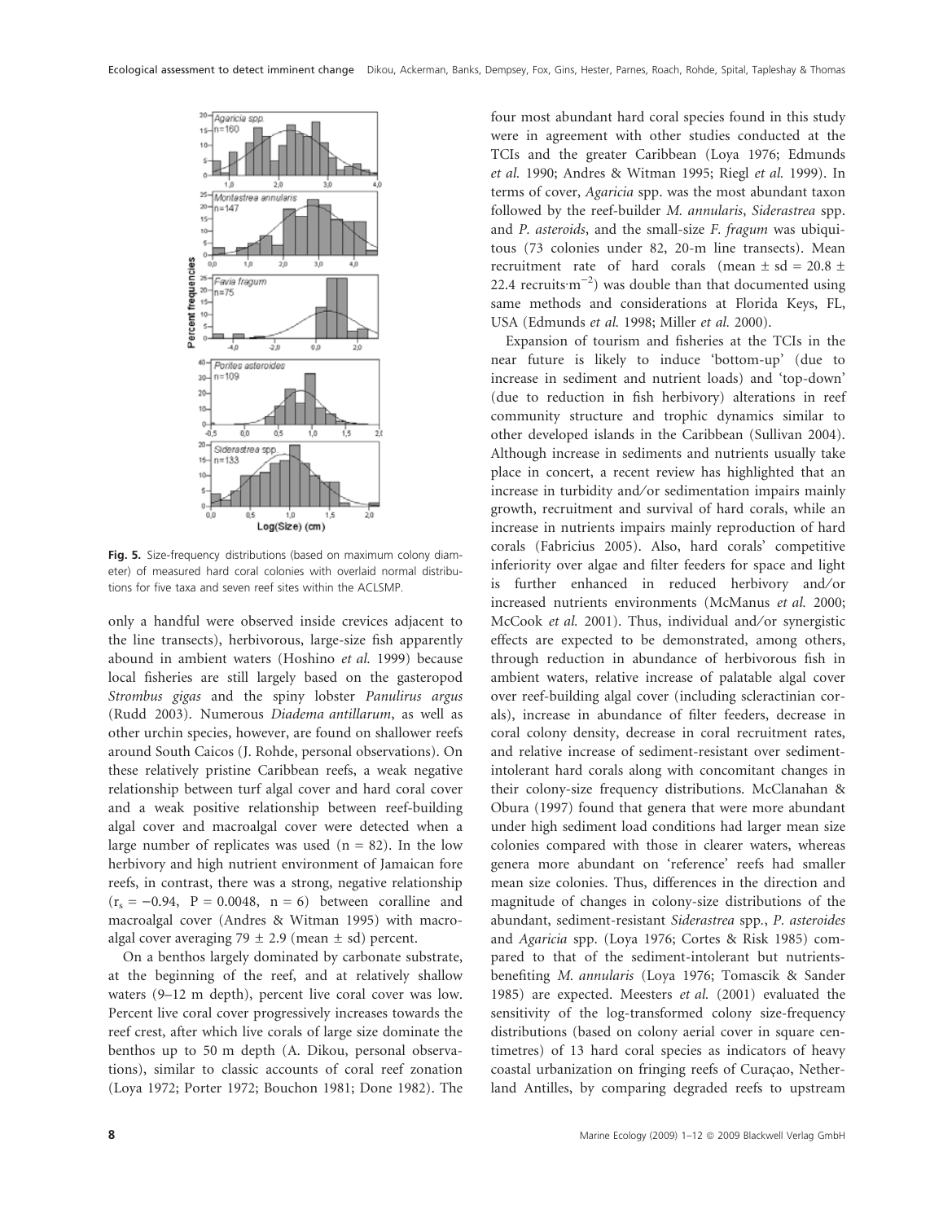Fig. 5. Size-frequency distributions (based on maximum colony diameter) of measured hard coral colonies with overlaid normal distributions for five taxa and seven reef sites within the ACLSMP.

only a handful were observed inside crevices adjacent to the line transects), herbivorous, large-size fish apparently abound in ambient waters (Hoshino *et al.* 1999) because local fisheries are still largely based on the gasteropod *Strombus gigas* and the spiny lobster *Panulirus argus* (Rudd 2003). Numerous *Diadema antillarum*, as well as other urchin species, however, are found on shallower reefs around South Caicos (J. Rohde, personal observations). On these relatively pristine Caribbean reefs, a weak negative relationship between turf algal cover and hard coral cover and a weak positive relationship between reef-building algal cover and macroalgal cover were detected when a large number of replicates was used (n = 82). In the low herbivory and high nutrient environment of Jamaican fore reefs, in contrast, there was a strong, negative relationship ($r_s = -0.94$, $P = 0.0048$, $n = 6$) between coralline and macroalgal cover (Andres & Witman 1995) with macroalgal cover averaging 79 ± 2.9 (mean ± sd) percent.

On a benthos largely dominated by carbonate substrate, at the beginning of the reef, and at relatively shallow waters (9–12 m depth), percent live coral cover was low. Percent live coral cover progressively increases towards the reef crest, after which live corals of large size dominate the benthos up to 50 m depth (A. Dikou, personal observations), similar to classic accounts of coral reef zonation (Loya 1972; Porter 1972; Bouchon 1981; Done 1982). The four most abundant hard coral species found in this study were in agreement with other studies conducted at the TCIs and the greater Caribbean (Loya 1976; Edmunds *et al.* 1990; Andres & Witman 1995; Riegl *et al.* 1999). In terms of cover, *Agaricia* spp. was the most abundant taxon followed by the reef-builder *M. annularis*, *Siderastrea* spp. and *P. asteroids*, and the small-size *F. fragum* was ubiquitous (73 colonies under 82, 20-m line transects). Mean recruitment rate of hard corals (mean ± sd = 20.8 ± 22.4 recruits·$m^{-2}$) was double than that documented using same methods and considerations at Florida Keys, FL, USA (Edmunds *et al.* 1998; Miller *et al.* 2000).

Expansion of tourism and fisheries at the TCIs in the near future is likely to induce 'bottom-up' (due to increase in sediment and nutrient loads) and 'top-down' (due to reduction in fish herbivory) alterations in reef community structure and trophic dynamics similar to other developed islands in the Caribbean (Sullivan 2004). Although increase in sediments and nutrients usually take place in concert, a recent review has highlighted that an increase in turbidity and/or sedimentation impairs mainly growth, recruitment and survival of hard corals, while an increase in nutrients impairs mainly reproduction of hard corals (Fabricius 2005). Also, hard corals' competitive inferiority over algae and filter feeders for space and light is further enhanced in reduced herbivory and/or increased nutrients environments (McManus *et al.* 2000; McCook *et al.* 2001). Thus, individual and/or synergistic effects are expected to be demonstrated, among others, through reduction in abundance of herbivorous fish in ambient waters, relative increase of palatable algal cover over reef-building algal cover (including scleractinian corals), increase in abundance of filter feeders, decrease in coral colony density, decrease in coral recruitment rates, and relative increase of sediment-resistant over sediment-intolerant hard corals along with concomitant changes in their colony-size frequency distributions. McClanahan & Obura (1997) found that genera that were more abundant under high sediment load conditions had larger mean size colonies compared with those in clearer waters, whereas genera more abundant on 'reference' reefs had smaller mean size colonies. Thus, differences in the direction and magnitude of changes in colony-size distributions of the abundant, sediment-resistant *Siderastrea* spp., *P. asteroides* and *Agaricia* spp. (Loya 1976; Cortes & Risk 1985) compared to that of the sediment-intolerant but nutrients-benefiting *M. annularis* (Loya 1976; Tomascik & Sander 1985) are expected. Meesters *et al.* (2001) evaluated the sensitivity of the log-transformed colony size-frequency distributions (based on colony aerial cover in square centimetres) of 13 hard coral species as indicators of heavy coastal urbanization on fringing reefs of Curaçao, Netherland Antilles, by comparing degraded reefs to upstream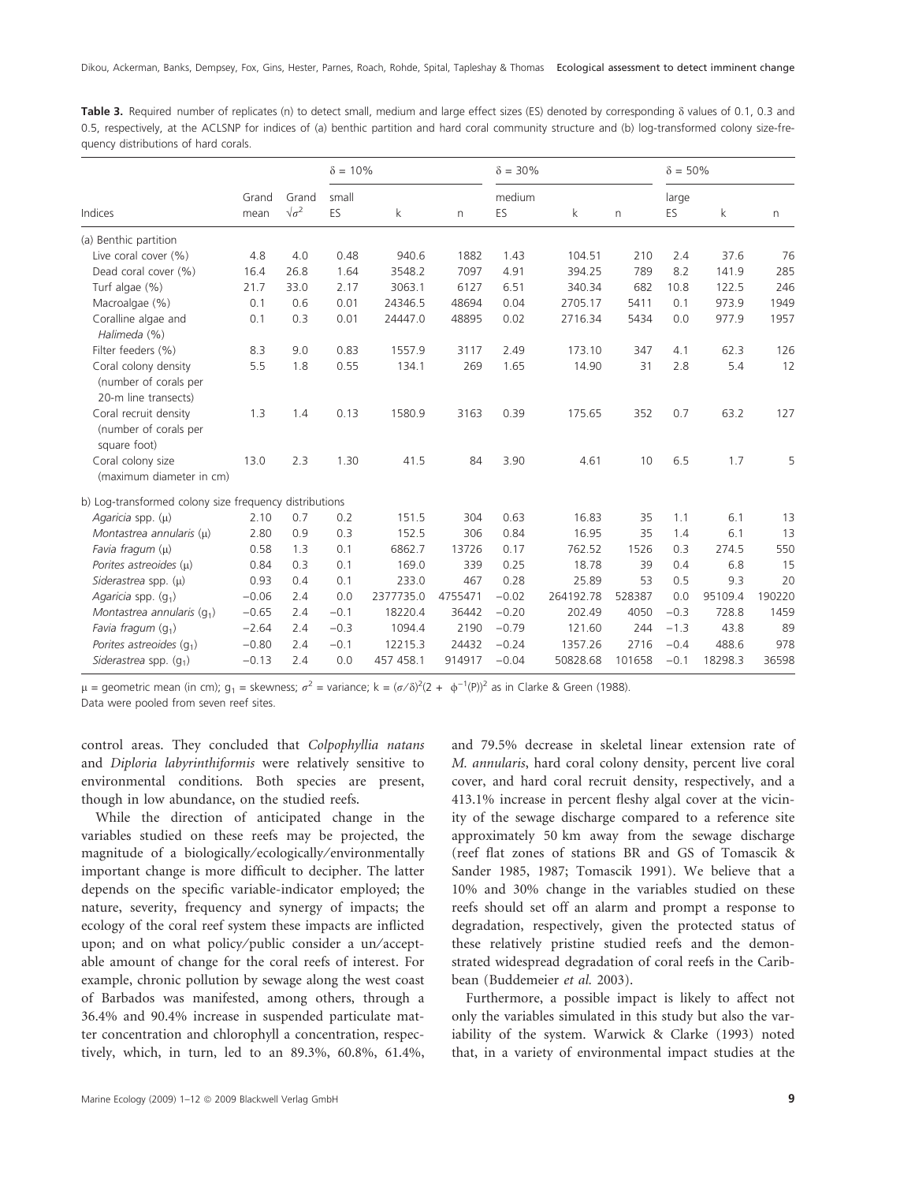**Table 3.** Required number of replicates (n) to detect small, medium and large effect sizes (ES) denoted by corresponding δ values of 0.1, 0.3 and 0.5, respectively, at the ACLSNP for indices of (a) benthic partition and hard coral community structure and (b) log-transformed colony size-frequency distributions of hard corals.

| Indices | Grand mean | Grand $\sqrt{\sigma^2}$ | δ = 10% small ES | k | n | δ = 30% medium ES | k | n | δ = 50% large ES | k | n |
|---|---|---|---|---|---|---|---|---|---|---|---|
| (a) Benthic partition | | | | | | | | | | | |
| Live coral cover (%) | 4.8 | 4.0 | 0.48 | 940.6 | 1882 | 1.43 | 104.51 | 210 | 2.4 | 37.6 | 76 |
| Dead coral cover (%) | 16.4 | 26.8 | 1.64 | 3548.2 | 7097 | 4.91 | 394.25 | 789 | 8.2 | 141.9 | 285 |
| Turf algae (%) | 21.7 | 33.0 | 2.17 | 3063.1 | 6127 | 6.51 | 340.34 | 682 | 10.8 | 122.5 | 246 |
| Macroalgae (%) | 0.1 | 0.6 | 0.01 | 24346.5 | 48694 | 0.04 | 2705.17 | 5411 | 0.1 | 973.9 | 1949 |
| Coralline algae and *Halimeda* (%) | 0.1 | 0.3 | 0.01 | 24447.0 | 48895 | 0.02 | 2716.34 | 5434 | 0.0 | 977.9 | 1957 |
| Filter feeders (%) | 8.3 | 9.0 | 0.83 | 1557.9 | 3117 | 2.49 | 173.10 | 347 | 4.1 | 62.3 | 126 |
| Coral colony density (number of corals per 20-m line transects) | 5.5 | 1.8 | 0.55 | 134.1 | 269 | 1.65 | 14.90 | 31 | 2.8 | 5.4 | 12 |
| Coral recruit density (number of corals per square foot) | 1.3 | 1.4 | 0.13 | 1580.9 | 3163 | 0.39 | 175.65 | 352 | 0.7 | 63.2 | 127 |
| Coral colony size (maximum diameter in cm) | 13.0 | 2.3 | 1.30 | 41.5 | 84 | 3.90 | 4.61 | 10 | 6.5 | 1.7 | 5 |
| b) Log-transformed colony size frequency distributions | | | | | | | | | | | |
| *Agaricia* spp. (μ) | 2.10 | 0.7 | 0.2 | 151.5 | 304 | 0.63 | 16.83 | 35 | 1.1 | 6.1 | 13 |
| *Montastrea annularis* (μ) | 2.80 | 0.9 | 0.3 | 152.5 | 306 | 0.84 | 16.95 | 35 | 1.4 | 6.1 | 13 |
| *Favia fragum* (μ) | 0.58 | 1.3 | 0.1 | 6862.7 | 13726 | 0.17 | 762.52 | 1526 | 0.3 | 274.5 | 550 |
| *Porites astreoides* (μ) | 0.84 | 0.3 | 0.1 | 169.0 | 339 | 0.25 | 18.78 | 39 | 0.4 | 6.8 | 15 |
| *Siderastrea* spp. (μ) | 0.93 | 0.4 | 0.1 | 233.0 | 467 | 0.28 | 25.89 | 53 | 0.5 | 9.3 | 20 |
| *Agaricia* spp. ($g_1$) | −0.06 | 2.4 | 0.0 | 2377735.0 | 4755471 | −0.02 | 264192.78 | 528387 | 0.0 | 95109.4 | 190220 |
| *Montastrea annularis* ($g_1$) | −0.65 | 2.4 | −0.1 | 18220.4 | 36442 | −0.20 | 202.49 | 4050 | −0.3 | 728.8 | 1459 |
| *Favia fragum* ($g_1$) | −2.64 | 2.4 | −0.3 | 1094.4 | 2190 | −0.79 | 121.60 | 244 | −1.3 | 43.8 | 89 |
| *Porites astreoides* ($g_1$) | −0.80 | 2.4 | −0.1 | 12215.3 | 24432 | −0.24 | 1357.26 | 2716 | −0.4 | 488.6 | 978 |
| *Siderastrea* spp. ($g_1$) | −0.13 | 2.4 | 0.0 | 457 458.1 | 914917 | −0.04 | 50828.68 | 101658 | −0.1 | 18298.3 | 36598 |

μ = geometric mean (in cm); $g_1$ = skewness; $\sigma^2$ = variance; $k = (\sigma/\delta)^2(2 + \phi^{-1}(P))^2$ as in Clarke & Green (1988).
Data were pooled from seven reef sites.

control areas. They concluded that *Colpophyllia natans* and *Diploria labyrinthiformis* were relatively sensitive to environmental conditions. Both species are present, though in low abundance, on the studied reefs.

While the direction of anticipated change in the variables studied on these reefs may be projected, the magnitude of a biologically/ecologically/environmentally important change is more difficult to decipher. The latter depends on the specific variable-indicator employed; the nature, severity, frequency and synergy of impacts; the ecology of the coral reef system these impacts are inflicted upon; and on what policy/public consider a un/acceptable amount of change for the coral reefs of interest. For example, chronic pollution by sewage along the west coast of Barbados was manifested, among others, through a 36.4% and 90.4% increase in suspended particulate matter concentration and chlorophyll a concentration, respectively, which, in turn, led to an 89.3%, 60.8%, 61.4%, and 79.5% decrease in skeletal linear extension rate of *M. annularis*, hard coral colony density, percent live coral cover, and hard coral recruit density, respectively, and a 413.1% increase in percent fleshy algal cover at the vicinity of the sewage discharge compared to a reference site approximately 50 km away from the sewage discharge (reef flat zones of stations BR and GS of Tomascik & Sander 1985, 1987; Tomascik 1991). We believe that a 10% and 30% change in the variables studied on these reefs should set off an alarm and prompt a response to degradation, respectively, given the protected status of these relatively pristine studied reefs and the demonstrated widespread degradation of coral reefs in the Caribbean (Buddemeier *et al.* 2003).

Furthermore, a possible impact is likely to affect not only the variables simulated in this study but also the variability of the system. Warwick & Clarke (1993) noted that, in a variety of environmental impact studies at the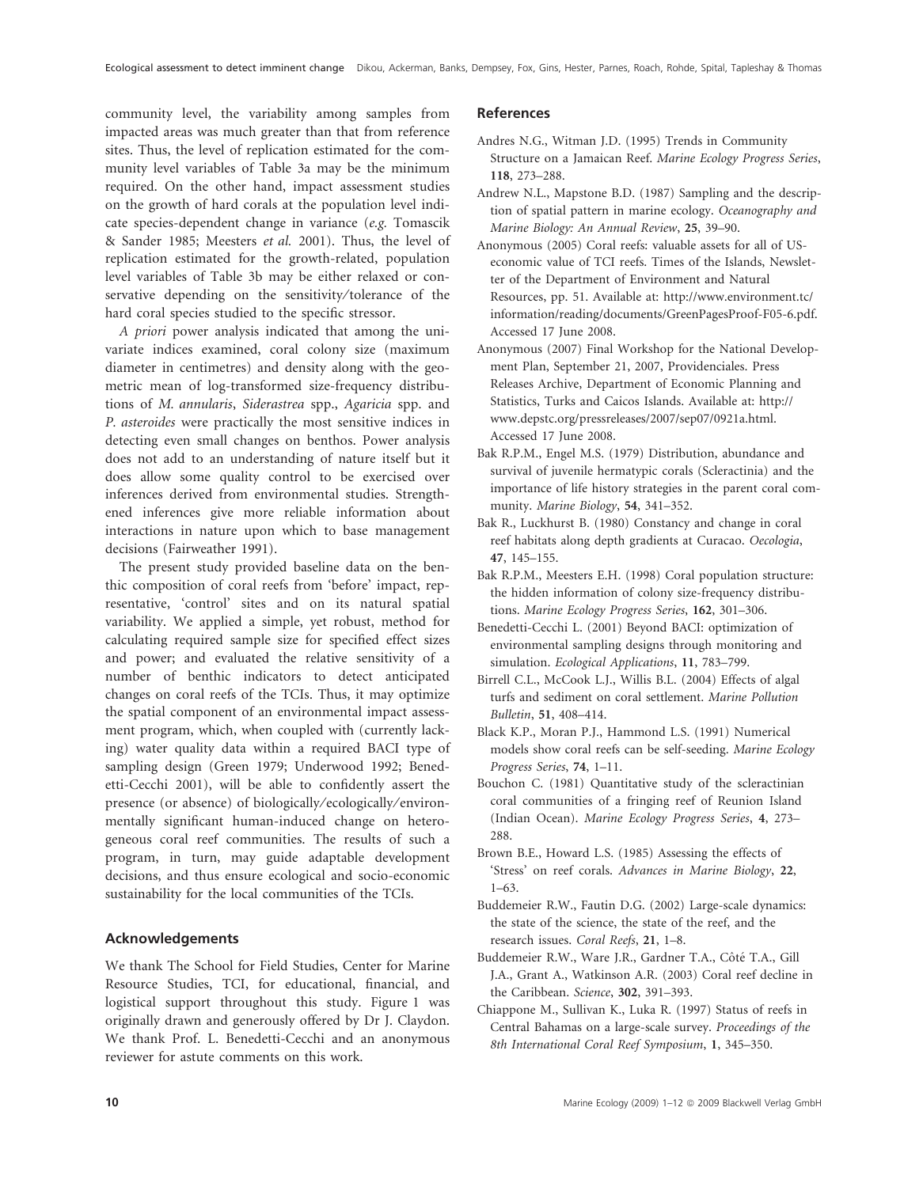community level, the variability among samples from impacted areas was much greater than that from reference sites. Thus, the level of replication estimated for the community level variables of Table 3a may be the minimum required. On the other hand, impact assessment studies on the growth of hard corals at the population level indicate species-dependent change in variance (*e.g.* Tomascik & Sander 1985; Meesters *et al.* 2001). Thus, the level of replication estimated for the growth-related, population level variables of Table 3b may be either relaxed or conservative depending on the sensitivity/tolerance of the hard coral species studied to the specific stressor.

*A priori* power analysis indicated that among the univariate indices examined, coral colony size (maximum diameter in centimetres) and density along with the geometric mean of log-transformed size-frequency distributions of *M. annularis*, *Siderastrea* spp., *Agaricia* spp. and *P. asteroides* were practically the most sensitive indices in detecting even small changes on benthos. Power analysis does not add to an understanding of nature itself but it does allow some quality control to be exercised over inferences derived from environmental studies. Strengthened inferences give more reliable information about interactions in nature upon which to base management decisions (Fairweather 1991).

The present study provided baseline data on the benthic composition of coral reefs from 'before' impact, representative, 'control' sites and on its natural spatial variability. We applied a simple, yet robust, method for calculating required sample size for specified effect sizes and power; and evaluated the relative sensitivity of a number of benthic indicators to detect anticipated changes on coral reefs of the TCIs. Thus, it may optimize the spatial component of an environmental impact assessment program, which, when coupled with (currently lacking) water quality data within a required BACI type of sampling design (Green 1979; Underwood 1992; Benedetti-Cecchi 2001), will be able to confidently assert the presence (or absence) of biologically/ecologically/environmentally significant human-induced change on heterogeneous coral reef communities. The results of such a program, in turn, may guide adaptable development decisions, and thus ensure ecological and socio-economic sustainability for the local communities of the TCIs.

## Acknowledgements

We thank The School for Field Studies, Center for Marine Resource Studies, TCI, for educational, financial, and logistical support throughout this study. Figure 1 was originally drawn and generously offered by Dr J. Claydon. We thank Prof. L. Benedetti-Cecchi and an anonymous reviewer for astute comments on this work.

## References

Andres N.G., Witman J.D. (1995) Trends in Community Structure on a Jamaican Reef. *Marine Ecology Progress Series*, **118**, 273–288.

Andrew N.L., Mapstone B.D. (1987) Sampling and the description of spatial pattern in marine ecology. *Oceanography and Marine Biology: An Annual Review*, **25**, 39–90.

Anonymous (2005) Coral reefs: valuable assets for all of US-economic value of TCI reefs. Times of the Islands, Newsletter of the Department of Environment and Natural Resources, pp. 51. Available at: http://www.environment.tc/information/reading/documents/GreenPagesProof-F05-6.pdf. Accessed 17 June 2008.

Anonymous (2007) Final Workshop for the National Development Plan, September 21, 2007, Providenciales. Press Releases Archive, Department of Economic Planning and Statistics, Turks and Caicos Islands. Available at: http://www.depstc.org/pressreleases/2007/sep07/0921a.html. Accessed 17 June 2008.

Bak R.P.M., Engel M.S. (1979) Distribution, abundance and survival of juvenile hermatypic corals (Scleractinia) and the importance of life history strategies in the parent coral community. *Marine Biology*, **54**, 341–352.

Bak R., Luckhurst B. (1980) Constancy and change in coral reef habitats along depth gradients at Curacao. *Oecologia*, **47**, 145–155.

Bak R.P.M., Meesters E.H. (1998) Coral population structure: the hidden information of colony size-frequency distributions. *Marine Ecology Progress Series*, **162**, 301–306.

Benedetti-Cecchi L. (2001) Beyond BACI: optimization of environmental sampling designs through monitoring and simulation. *Ecological Applications*, **11**, 783–799.

Birrell C.L., McCook L.J., Willis B.L. (2004) Effects of algal turfs and sediment on coral settlement. *Marine Pollution Bulletin*, **51**, 408–414.

Black K.P., Moran P.J., Hammond L.S. (1991) Numerical models show coral reefs can be self-seeding. *Marine Ecology Progress Series*, **74**, 1–11.

Bouchon C. (1981) Quantitative study of the scleractinian coral communities of a fringing reef of Reunion Island (Indian Ocean). *Marine Ecology Progress Series*, **4**, 273–288.

Brown B.E., Howard L.S. (1985) Assessing the effects of 'Stress' on reef corals. *Advances in Marine Biology*, **22**, 1–63.

Buddemeier R.W., Fautin D.G. (2002) Large-scale dynamics: the state of the science, the state of the reef, and the research issues. *Coral Reefs*, **21**, 1–8.

Buddemeier R.W., Ware J.R., Gardner T.A., Côté T.A., Gill J.A., Grant A., Watkinson A.R. (2003) Coral reef decline in the Caribbean. *Science*, **302**, 391–393.

Chiappone M., Sullivan K., Luka R. (1997) Status of reefs in Central Bahamas on a large-scale survey. *Proceedings of the 8th International Coral Reef Symposium*, **1**, 345–350.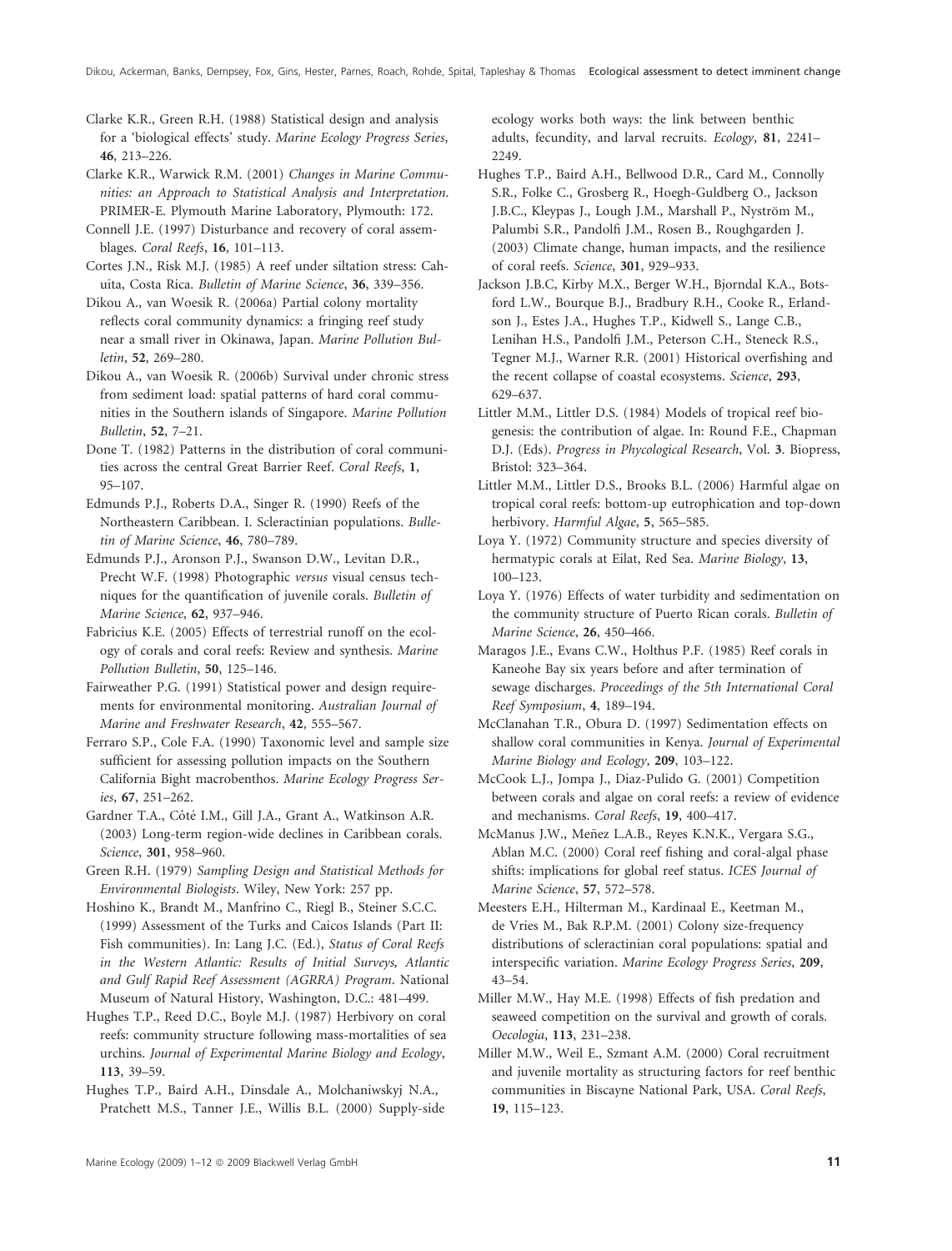Clarke K.R., Green R.H. (1988) Statistical design and analysis for a 'biological effects' study. *Marine Ecology Progress Series*, **46**, 213–226.

Clarke K.R., Warwick R.M. (2001) *Changes in Marine Communities: an Approach to Statistical Analysis and Interpretation*. PRIMER-E. Plymouth Marine Laboratory, Plymouth: 172.

Connell J.E. (1997) Disturbance and recovery of coral assemblages. *Coral Reefs*, **16**, 101–113.

Cortes J.N., Risk M.J. (1985) A reef under siltation stress: Cahuita, Costa Rica. *Bulletin of Marine Science*, **36**, 339–356.

Dikou A., van Woesik R. (2006a) Partial colony mortality reflects coral community dynamics: a fringing reef study near a small river in Okinawa, Japan. *Marine Pollution Bulletin*, **52**, 269–280.

Dikou A., van Woesik R. (2006b) Survival under chronic stress from sediment load: spatial patterns of hard coral communities in the Southern islands of Singapore. *Marine Pollution Bulletin*, **52**, 7–21.

Done T. (1982) Patterns in the distribution of coral communities across the central Great Barrier Reef. *Coral Reefs*, **1**, 95–107.

Edmunds P.J., Roberts D.A., Singer R. (1990) Reefs of the Northeastern Caribbean. I. Scleractinian populations. *Bulletin of Marine Science*, **46**, 780–789.

Edmunds P.J., Aronson P.J., Swanson D.W., Levitan D.R., Precht W.F. (1998) Photographic *versus* visual census techniques for the quantification of juvenile corals. *Bulletin of Marine Science*, **62**, 937–946.

Fabricius K.E. (2005) Effects of terrestrial runoff on the ecology of corals and coral reefs: Review and synthesis. *Marine Pollution Bulletin*, **50**, 125–146.

Fairweather P.G. (1991) Statistical power and design requirements for environmental monitoring. *Australian Journal of Marine and Freshwater Research*, **42**, 555–567.

Ferraro S.P., Cole F.A. (1990) Taxonomic level and sample size sufficient for assessing pollution impacts on the Southern California Bight macrobenthos. *Marine Ecology Progress Series*, **67**, 251–262.

Gardner T.A., Côté I.M., Gill J.A., Grant A., Watkinson A.R. (2003) Long-term region-wide declines in Caribbean corals. *Science*, **301**, 958–960.

Green R.H. (1979) *Sampling Design and Statistical Methods for Environmental Biologists*. Wiley, New York: 257 pp.

Hoshino K., Brandt M., Manfrino C., Riegl B., Steiner S.C.C. (1999) Assessment of the Turks and Caicos Islands (Part II: Fish communities). In: Lang J.C. (Ed.), *Status of Coral Reefs in the Western Atlantic: Results of Initial Surveys, Atlantic and Gulf Rapid Reef Assessment (AGRRA) Program*. National Museum of Natural History, Washington, D.C.: 481–499.

Hughes T.P., Reed D.C., Boyle M.J. (1987) Herbivory on coral reefs: community structure following mass-mortalities of sea urchins. *Journal of Experimental Marine Biology and Ecology*, **113**, 39–59.

Hughes T.P., Baird A.H., Dinsdale A., Molchaniwskyj N.A., Pratchett M.S., Tanner J.E., Willis B.L. (2000) Supply-side ecology works both ways: the link between benthic adults, fecundity, and larval recruits. *Ecology*, **81**, 2241–2249.

Hughes T.P., Baird A.H., Bellwood D.R., Card M., Connolly S.R., Folke C., Grosberg R., Hoegh-Guldberg O., Jackson J.B.C., Kleypas J., Lough J.M., Marshall P., Nyström M., Palumbi S.R., Pandolfi J.M., Rosen B., Roughgarden J. (2003) Climate change, human impacts, and the resilience of coral reefs. *Science*, **301**, 929–933.

Jackson J.B.C, Kirby M.X., Berger W.H., Bjorndal K.A., Botsford L.W., Bourque B.J., Bradbury R.H., Cooke R., Erlandson J., Estes J.A., Hughes T.P., Kidwell S., Lange C.B., Lenihan H.S., Pandolfi J.M., Peterson C.H., Steneck R.S., Tegner M.J., Warner R.R. (2001) Historical overfishing and the recent collapse of coastal ecosystems. *Science*, **293**, 629–637.

Littler M.M., Littler D.S. (1984) Models of tropical reef biogenesis: the contribution of algae. In: Round F.E., Chapman D.J. (Eds). *Progress in Phycological Research*, Vol. **3**. Biopress, Bristol: 323–364.

Littler M.M., Littler D.S., Brooks B.L. (2006) Harmful algae on tropical coral reefs: bottom-up eutrophication and top-down herbivory. *Harmful Algae*, **5**, 565–585.

Loya Y. (1972) Community structure and species diversity of hermatypic corals at Eilat, Red Sea. *Marine Biology*, **13**, 100–123.

Loya Y. (1976) Effects of water turbidity and sedimentation on the community structure of Puerto Rican corals. *Bulletin of Marine Science*, **26**, 450–466.

Maragos J.E., Evans C.W., Holthus P.F. (1985) Reef corals in Kaneohe Bay six years before and after termination of sewage discharges. *Proceedings of the 5th International Coral Reef Symposium*, **4**, 189–194.

McClanahan T.R., Obura D. (1997) Sedimentation effects on shallow coral communities in Kenya. *Journal of Experimental Marine Biology and Ecology*, **209**, 103–122.

McCook L.J., Jompa J., Diaz-Pulido G. (2001) Competition between corals and algae on coral reefs: a review of evidence and mechanisms. *Coral Reefs*, **19**, 400–417.

McManus J.W., Meñez L.A.B., Reyes K.N.K., Vergara S.G., Ablan M.C. (2000) Coral reef fishing and coral-algal phase shifts: implications for global reef status. *ICES Journal of Marine Science*, **57**, 572–578.

Meesters E.H., Hilterman M., Kardinaal E., Keetman M., de Vries M., Bak R.P.M. (2001) Colony size-frequency distributions of scleractinian coral populations: spatial and interspecific variation. *Marine Ecology Progress Series*, **209**, 43–54.

Miller M.W., Hay M.E. (1998) Effects of fish predation and seaweed competition on the survival and growth of corals. *Oecologia*, **113**, 231–238.

Miller M.W., Weil E., Szmant A.M. (2000) Coral recruitment and juvenile mortality as structuring factors for reef benthic communities in Biscayne National Park, USA. *Coral Reefs*, **19**, 115–123.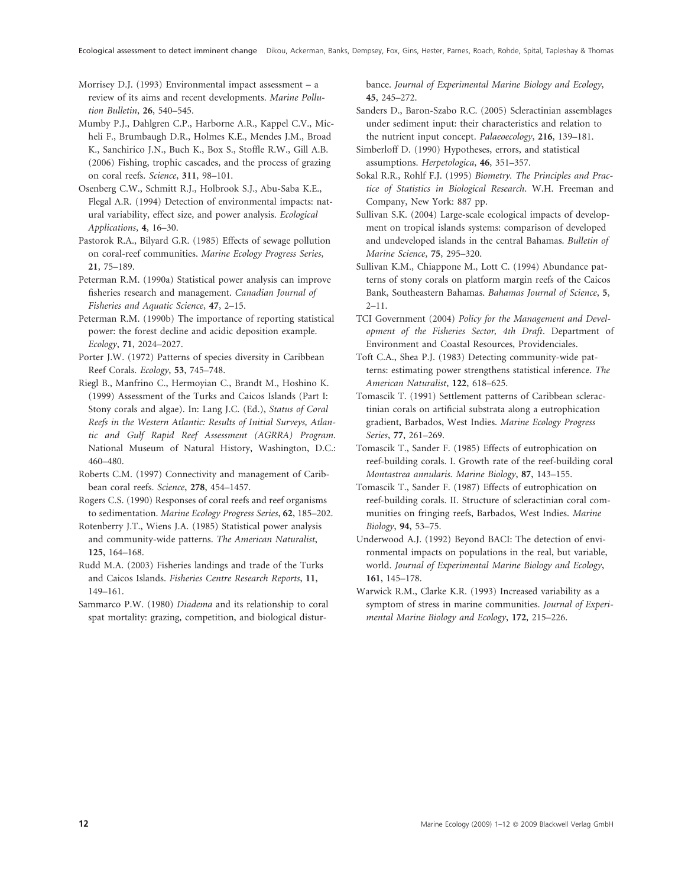Morrisey D.J. (1993) Environmental impact assessment – a review of its aims and recent developments. *Marine Pollution Bulletin*, **26**, 540–545.

Mumby P.J., Dahlgren C.P., Harborne A.R., Kappel C.V., Micheli F., Brumbaugh D.R., Holmes K.E., Mendes J.M., Broad K., Sanchirico J.N., Buch K., Box S., Stoffle R.W., Gill A.B. (2006) Fishing, trophic cascades, and the process of grazing on coral reefs. *Science*, **311**, 98–101.

Osenberg C.W., Schmitt R.J., Holbrook S.J., Abu-Saba K.E., Flegal A.R. (1994) Detection of environmental impacts: natural variability, effect size, and power analysis. *Ecological Applications*, **4**, 16–30.

Pastorok R.A., Bilyard G.R. (1985) Effects of sewage pollution on coral-reef communities. *Marine Ecology Progress Series*, **21**, 75–189.

Peterman R.M. (1990a) Statistical power analysis can improve fisheries research and management. *Canadian Journal of Fisheries and Aquatic Science*, **47**, 2–15.

Peterman R.M. (1990b) The importance of reporting statistical power: the forest decline and acidic deposition example. *Ecology*, **71**, 2024–2027.

Porter J.W. (1972) Patterns of species diversity in Caribbean Reef Corals. *Ecology*, **53**, 745–748.

Riegl B., Manfrino C., Hermoyian C., Brandt M., Hoshino K. (1999) Assessment of the Turks and Caicos Islands (Part I: Stony corals and algae). In: Lang J.C. (Ed.), *Status of Coral Reefs in the Western Atlantic: Results of Initial Surveys, Atlantic and Gulf Rapid Reef Assessment (AGRRA) Program*. National Museum of Natural History, Washington, D.C.: 460–480.

Roberts C.M. (1997) Connectivity and management of Caribbean coral reefs. *Science*, **278**, 454–1457.

Rogers C.S. (1990) Responses of coral reefs and reef organisms to sedimentation. *Marine Ecology Progress Series*, **62**, 185–202.

Rotenberry J.T., Wiens J.A. (1985) Statistical power analysis and community-wide patterns. *The American Naturalist*, **125**, 164–168.

Rudd M.A. (2003) Fisheries landings and trade of the Turks and Caicos Islands. *Fisheries Centre Research Reports*, **11**, 149–161.

Sammarco P.W. (1980) *Diadema* and its relationship to coral spat mortality: grazing, competition, and biological disturbance. *Journal of Experimental Marine Biology and Ecology*, **45**, 245–272.

Sanders D., Baron-Szabo R.C. (2005) Scleractinian assemblages under sediment input: their characteristics and relation to the nutrient input concept. *Palaeoecology*, **216**, 139–181.

Simberloff D. (1990) Hypotheses, errors, and statistical assumptions. *Herpetologica*, **46**, 351–357.

Sokal R.R., Rohlf F.J. (1995) *Biometry. The Principles and Practice of Statistics in Biological Research*. W.H. Freeman and Company, New York: 887 pp.

Sullivan S.K. (2004) Large-scale ecological impacts of development on tropical islands systems: comparison of developed and undeveloped islands in the central Bahamas. *Bulletin of Marine Science*, **75**, 295–320.

Sullivan K.M., Chiappone M., Lott C. (1994) Abundance patterns of stony corals on platform margin reefs of the Caicos Bank, Southeastern Bahamas. *Bahamas Journal of Science*, **5**, 2–11.

TCI Government (2004) *Policy for the Management and Development of the Fisheries Sector, 4th Draft*. Department of Environment and Coastal Resources, Providenciales.

Toft C.A., Shea P.J. (1983) Detecting community-wide patterns: estimating power strengthens statistical inference. *The American Naturalist*, **122**, 618–625.

Tomascik T. (1991) Settlement patterns of Caribbean scleractinian corals on artificial substrata along a eutrophication gradient, Barbados, West Indies. *Marine Ecology Progress Series*, **77**, 261–269.

Tomascik T., Sander F. (1985) Effects of eutrophication on reef-building corals. I. Growth rate of the reef-building coral *Montastrea annularis*. *Marine Biology*, **87**, 143–155.

Tomascik T., Sander F. (1987) Effects of eutrophication on reef-building corals. II. Structure of scleractinian coral communities on fringing reefs, Barbados, West Indies. *Marine Biology*, **94**, 53–75.

Underwood A.J. (1992) Beyond BACI: The detection of environmental impacts on populations in the real, but variable, world. *Journal of Experimental Marine Biology and Ecology*, **161**, 145–178.

Warwick R.M., Clarke K.R. (1993) Increased variability as a symptom of stress in marine communities. *Journal of Experimental Marine Biology and Ecology*, **172**, 215–226.